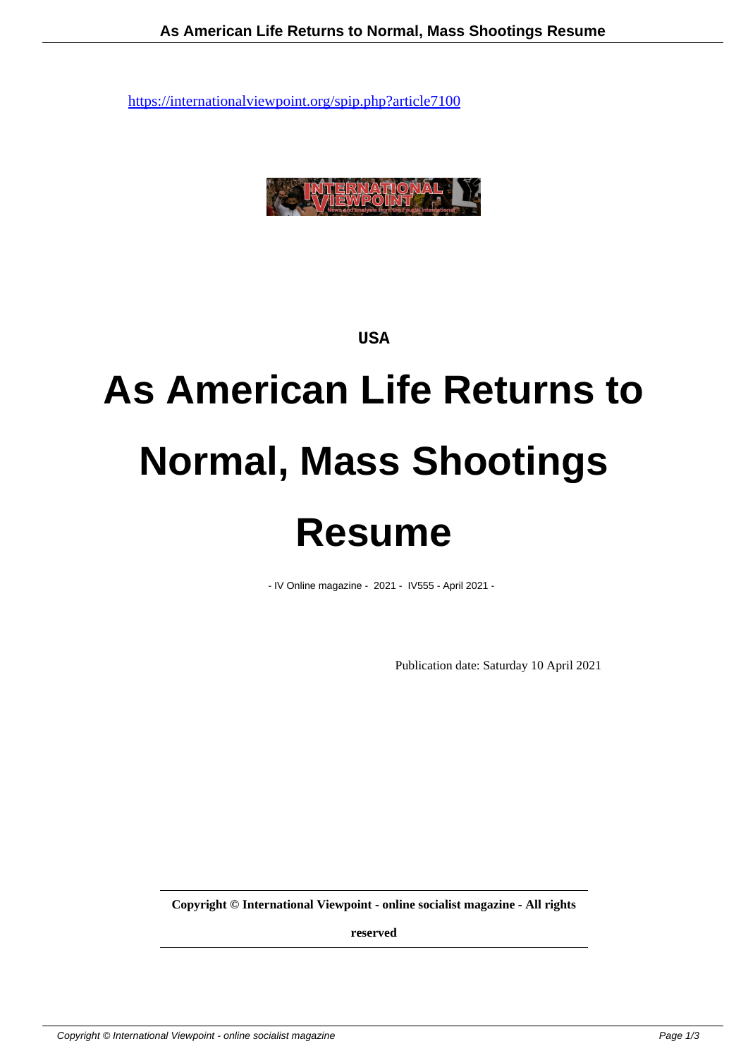https://internationalviewpoint.org/spip.php?article7100

USA

# As American Life Returns to Normal, Mass Shootings Resume

- IV Online magazine - 2021 - IV555 - April 2021 -

Publication date: Saturday 10 April 2021

**Copyright © International Viewpoint - online socialist magazine - All rights reserved**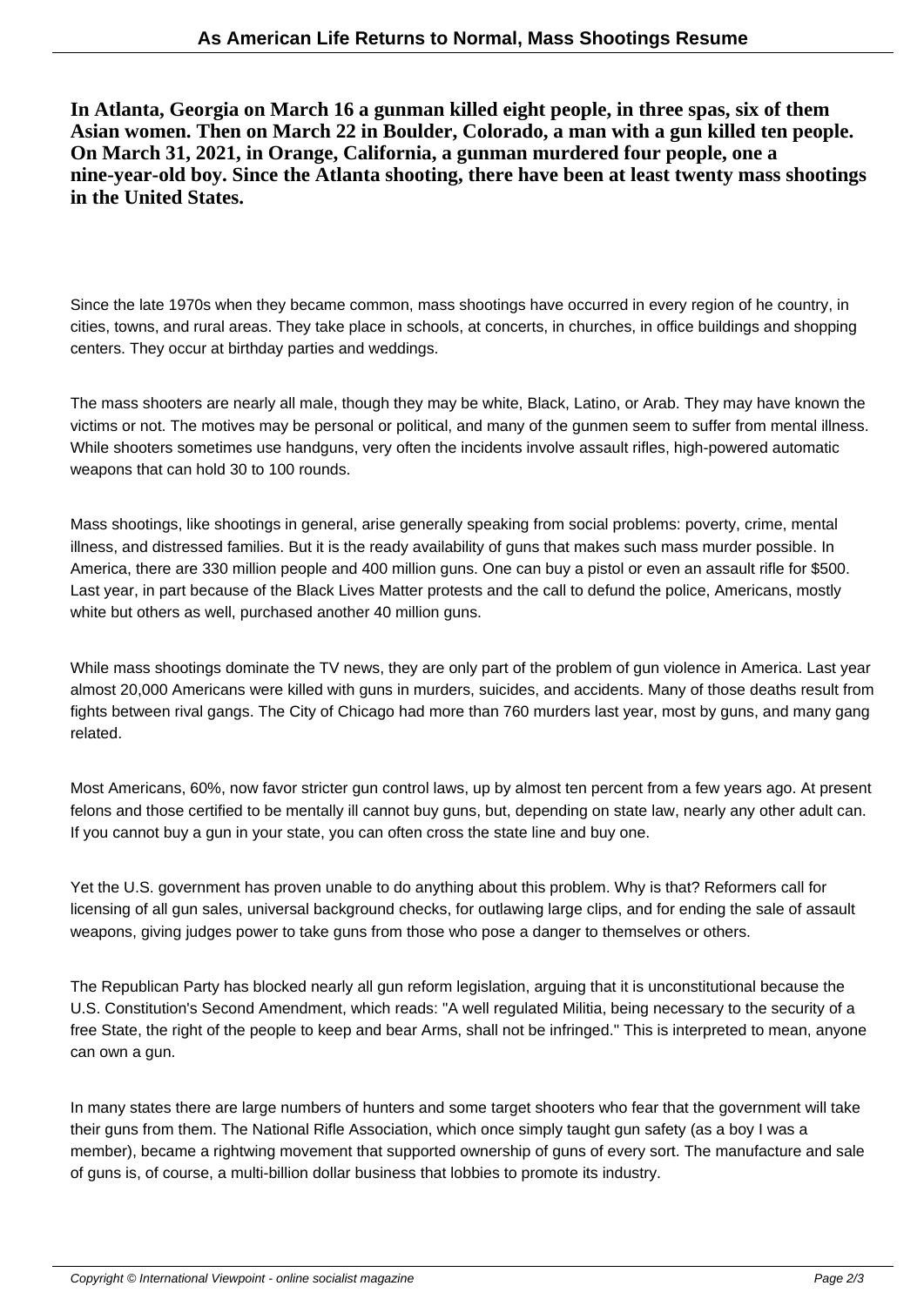**In Atlanta, Georgia on March 16 a gunman killed eight people, in three spas, six of them Asian women. Then on March 22 in Boulder, Colorado, a man with a gun killed ten people. On March 31, 2021, in Orange, California, a gunman murdered four people, one a nine-year-old boy. Since the Atlanta shooting, there have been at least twenty mass shootings in the United States.**

Since the late 1970s when they became common, mass shootings have occurred in every region of he country, in cities, towns, and rural areas. They take place in schools, at concerts, in churches, in office buildings and shopping centers. They occur at birthday parties and weddings.

The mass shooters are nearly all male, though they may be white, Black, Latino, or Arab. They may have known the victims or not. The motives may be personal or political, and many of the gunmen seem to suffer from mental illness. While shooters sometimes use handguns, very often the incidents involve assault rifles, high-powered automatic weapons that can hold 30 to 100 rounds.

Mass shootings, like shootings in general, arise generally speaking from social problems: poverty, crime, mental illness, and distressed families. But it is the ready availability of guns that makes such mass murder possible. In America, there are 330 million people and 400 million guns. One can buy a pistol or even an assault rifle for $500. Last year, in part because of the Black Lives Matter protests and the call to defund the police, Americans, mostly white but others as well, purchased another 40 million guns.

While mass shootings dominate the TV news, they are only part of the problem of gun violence in America. Last year almost 20,000 Americans were killed with guns in murders, suicides, and accidents. Many of those deaths result from fights between rival gangs. The City of Chicago had more than 760 murders last year, most by guns, and many gang related.

Most Americans, 60%, now favor stricter gun control laws, up by almost ten percent from a few years ago. At present felons and those certified to be mentally ill cannot buy guns, but, depending on state law, nearly any other adult can. If you cannot buy a gun in your state, you can often cross the state line and buy one.

Yet the U.S. government has proven unable to do anything about this problem. Why is that? Reformers call for licensing of all gun sales, universal background checks, for outlawing large clips, and for ending the sale of assault weapons, giving judges power to take guns from those who pose a danger to themselves or others.

The Republican Party has blocked nearly all gun reform legislation, arguing that it is unconstitutional because the U.S. Constitution's Second Amendment, which reads: "A well regulated Militia, being necessary to the security of a free State, the right of the people to keep and bear Arms, shall not be infringed." This is interpreted to mean, anyone can own a gun.

In many states there are large numbers of hunters and some target shooters who fear that the government will take their guns from them. The National Rifle Association, which once simply taught gun safety (as a boy I was a member), became a rightwing movement that supported ownership of guns of every sort. The manufacture and sale of guns is, of course, a multi-billion dollar business that lobbies to promote its industry.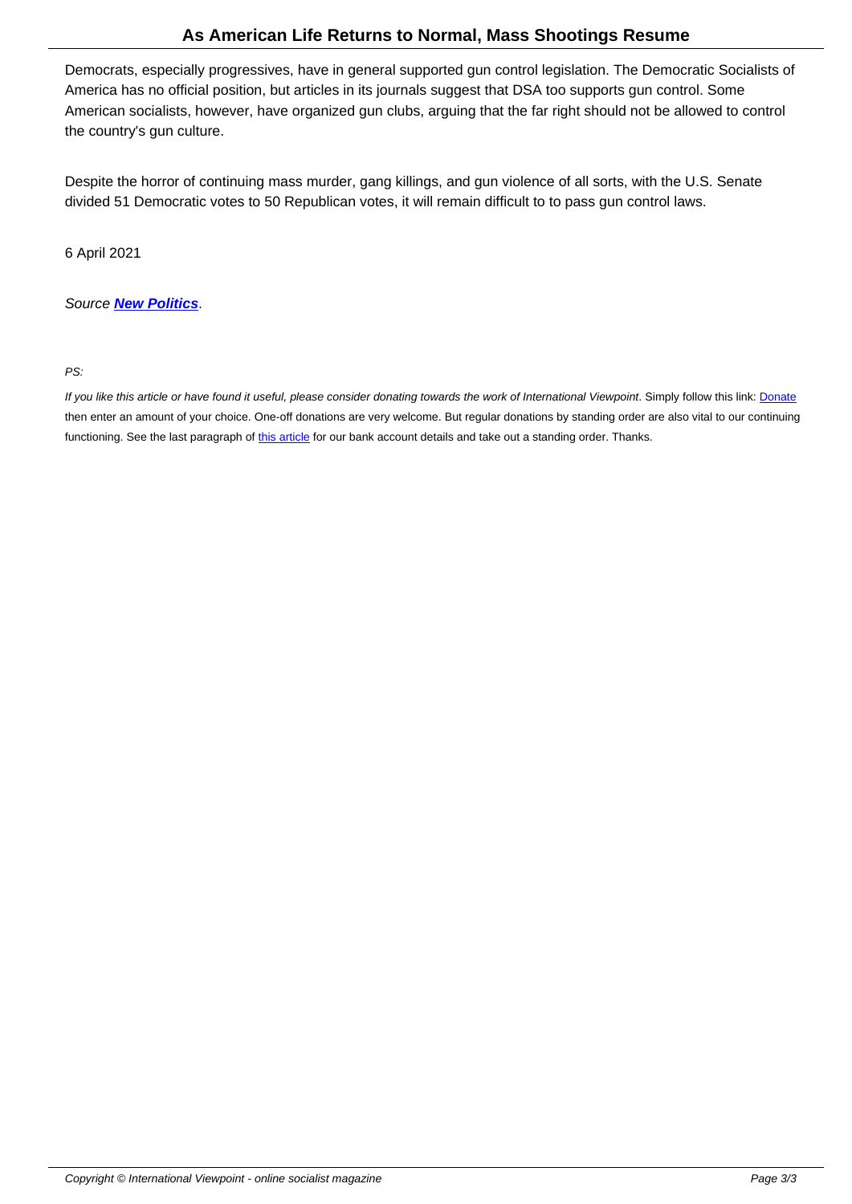Democrats, especially progressives, have in general supported gun control legislation. The Democratic Socialists of America has no official position, but articles in its journals suggest that DSA too supports gun control. Some American socialists, however, have organized gun clubs, arguing that the far right should not be allowed to control the country's gun culture.

Despite the horror of continuing mass murder, gang killings, and gun violence of all sorts, with the U.S. Senate divided 51 Democratic votes to 50 Republican votes, it will remain difficult to to pass gun control laws.

6 April 2021

*Source* ***New Politics***.

*PS:*

*If you like this article or have found it useful, please consider donating towards the work of International Viewpoint.* Simply follow this link: Donate then enter an amount of your choice. One-off donations are very welcome. But regular donations by standing order are also vital to our continuing functioning. See the last paragraph of this article for our bank account details and take out a standing order. Thanks.